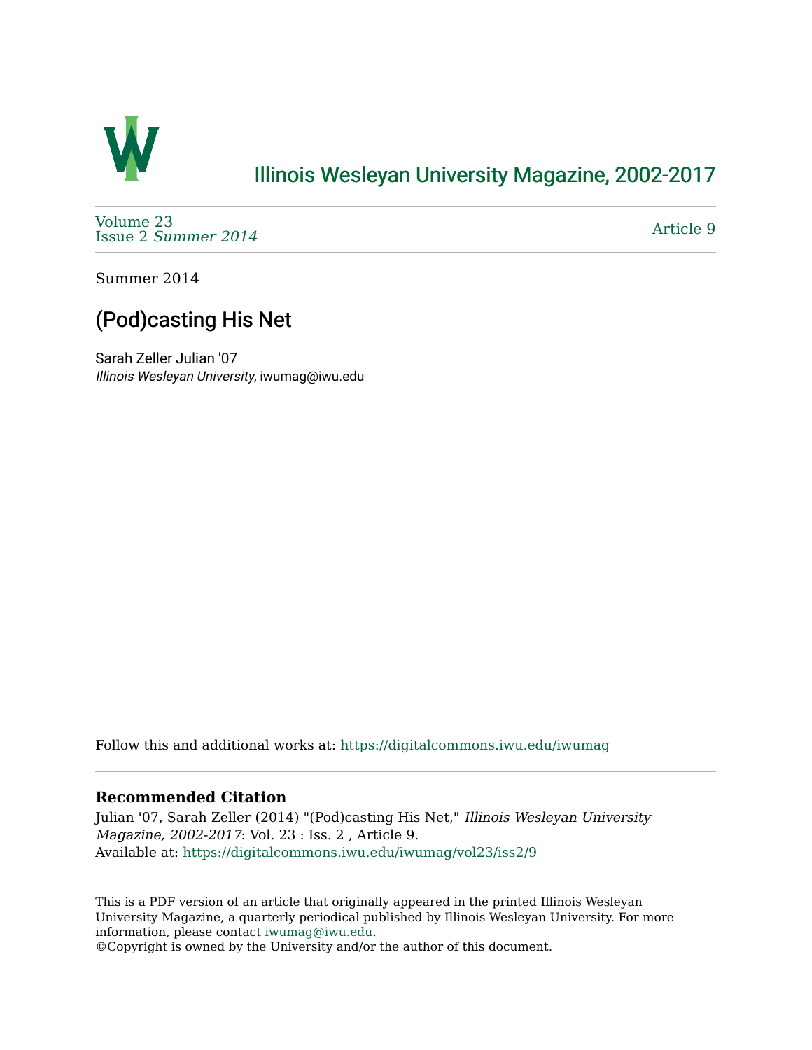# Illinois Wesleyan University Magazine, 2002-2017

Volume 23
Issue 2 *Summer 2014*

Article 9

Summer 2014

## (Pod)casting His Net

Sarah Zeller Julian '07
*Illinois Wesleyan University*, iwumag@iwu.edu

Follow this and additional works at: https://digitalcommons.iwu.edu/iwumag

---

**Recommended Citation**

Julian '07, Sarah Zeller (2014) "(Pod)casting His Net," *Illinois Wesleyan University Magazine, 2002-2017*: Vol. 23 : Iss. 2 , Article 9.
Available at: https://digitalcommons.iwu.edu/iwumag/vol23/iss2/9

This is a PDF version of an article that originally appeared in the printed Illinois Wesleyan University Magazine, a quarterly periodical published by Illinois Wesleyan University. For more information, please contact iwumag@iwu.edu.
©Copyright is owned by the University and/or the author of this document.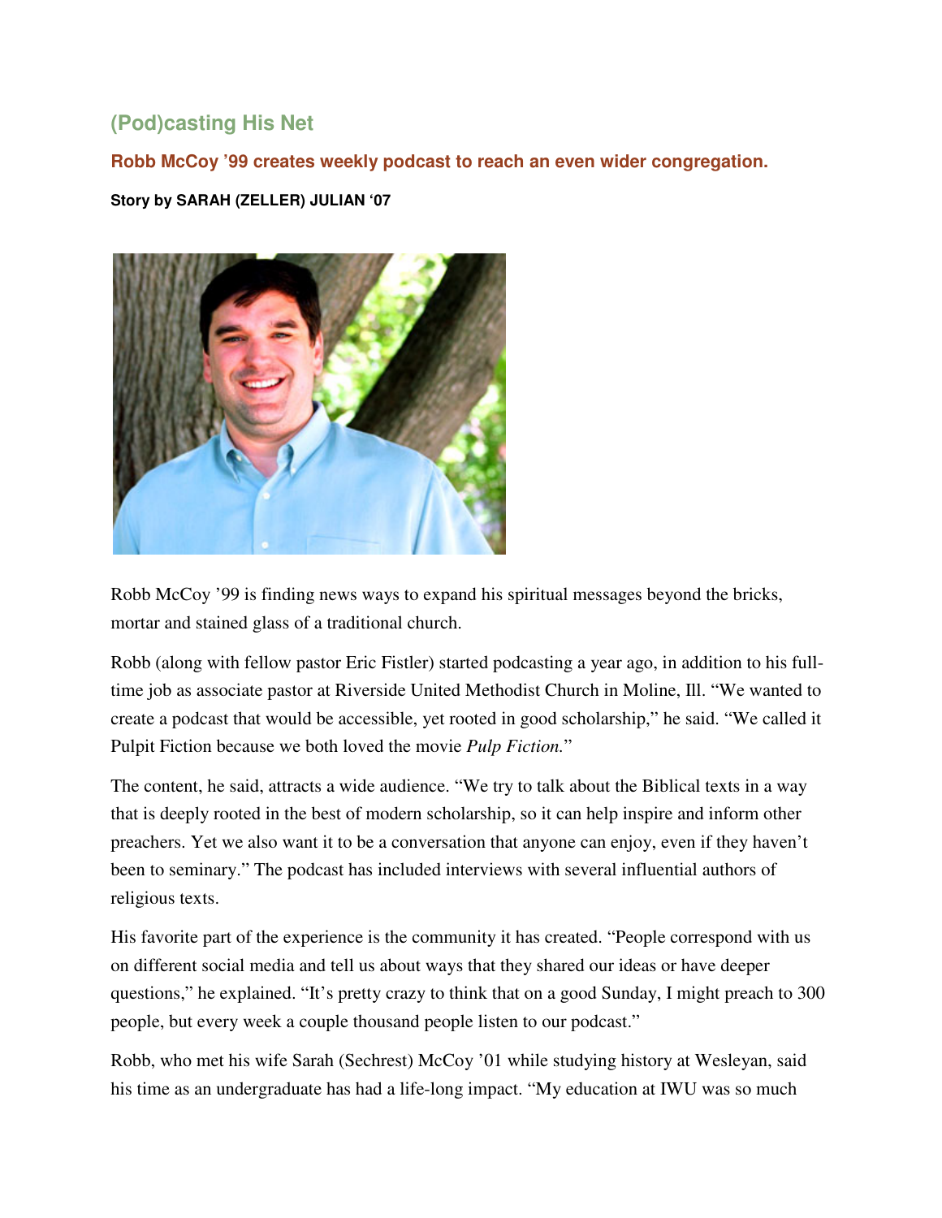## (Pod)casting His Net

### Robb McCoy '99 creates weekly podcast to reach an even wider congregation.

**Story by SARAH (ZELLER) JULIAN '07**

Robb McCoy '99 is finding news ways to expand his spiritual messages beyond the bricks, mortar and stained glass of a traditional church.

Robb (along with fellow pastor Eric Fistler) started podcasting a year ago, in addition to his full-time job as associate pastor at Riverside United Methodist Church in Moline, Ill. "We wanted to create a podcast that would be accessible, yet rooted in good scholarship," he said. "We called it Pulpit Fiction because we both loved the movie *Pulp Fiction.*"

The content, he said, attracts a wide audience. "We try to talk about the Biblical texts in a way that is deeply rooted in the best of modern scholarship, so it can help inspire and inform other preachers. Yet we also want it to be a conversation that anyone can enjoy, even if they haven't been to seminary." The podcast has included interviews with several influential authors of religious texts.

His favorite part of the experience is the community it has created. "People correspond with us on different social media and tell us about ways that they shared our ideas or have deeper questions," he explained. "It's pretty crazy to think that on a good Sunday, I might preach to 300 people, but every week a couple thousand people listen to our podcast."

Robb, who met his wife Sarah (Sechrest) McCoy '01 while studying history at Wesleyan, said his time as an undergraduate has had a life-long impact. "My education at IWU was so much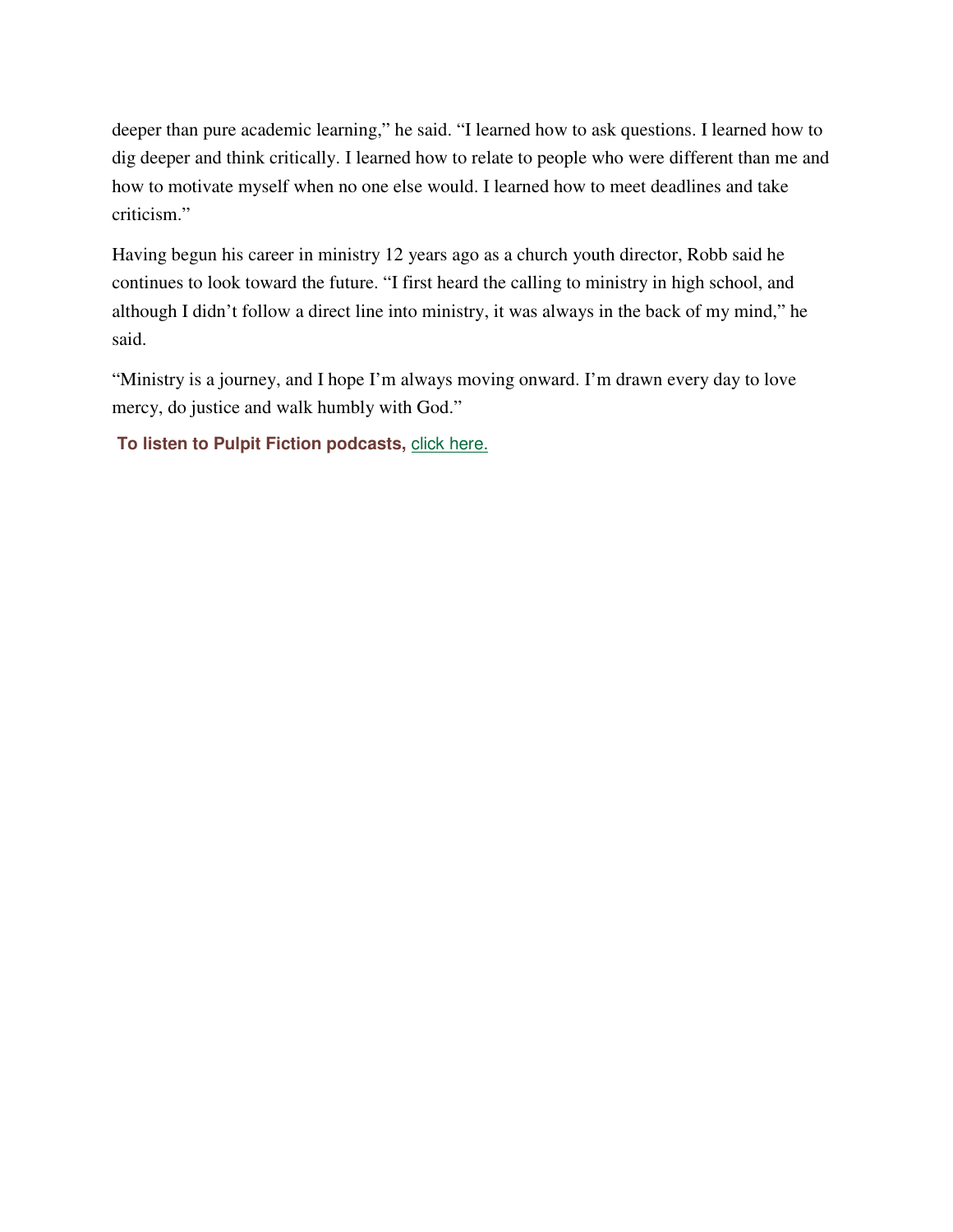deeper than pure academic learning," he said. "I learned how to ask questions. I learned how to dig deeper and think critically. I learned how to relate to people who were different than me and how to motivate myself when no one else would. I learned how to meet deadlines and take criticism."

Having begun his career in ministry 12 years ago as a church youth director, Robb said he continues to look toward the future. "I first heard the calling to ministry in high school, and although I didn't follow a direct line into ministry, it was always in the back of my mind," he said.

"Ministry is a journey, and I hope I'm always moving onward. I'm drawn every day to love mercy, do justice and walk humbly with God."

**To listen to Pulpit Fiction podcasts,** click here.